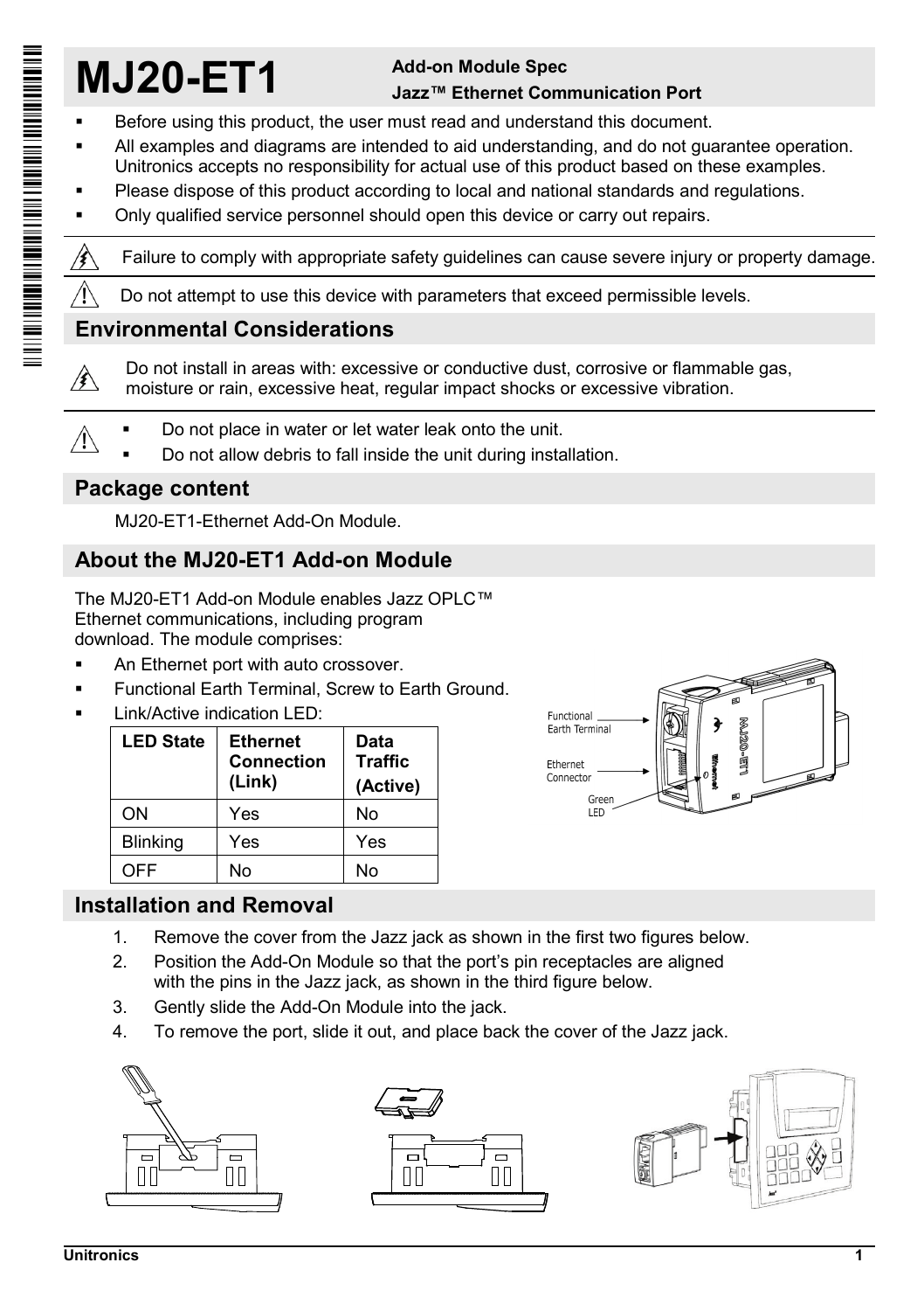# MJ20-ET1

**Add-on Module Spec**
**Jazz™ Ethernet Communication Port**

- Before using this product, the user must read and understand this document.
- All examples and diagrams are intended to aid understanding, and do not guarantee operation. Unitronics accepts no responsibility for actual use of this product based on these examples.
- Please dispose of this product according to local and national standards and regulations.
- Only qualified service personnel should open this device or carry out repairs.

Failure to comply with appropriate safety guidelines can cause severe injury or property damage.

Do not attempt to use this device with parameters that exceed permissible levels.

## Environmental Considerations

Do not install in areas with: excessive or conductive dust, corrosive or flammable gas, moisture or rain, excessive heat, regular impact shocks or excessive vibration.

- Do not place in water or let water leak onto the unit.
- Do not allow debris to fall inside the unit during installation.

## Package content

MJ20-ET1-Ethernet Add-On Module.

## About the MJ20-ET1 Add-on Module

The MJ20-ET1 Add-on Module enables Jazz OPLC™ Ethernet communications, including program download. The module comprises:

- An Ethernet port with auto crossover.
- Functional Earth Terminal, Screw to Earth Ground.
- Link/Active indication LED:

| LED State | Ethernet Connection (Link) | Data Traffic (Active) |
|---|---|---|
| ON | Yes | No |
| Blinking | Yes | Yes |
| OFF | No | No |

Functional Earth Terminal

Ethernet Connector

Green LED

## Installation and Removal

1. Remove the cover from the Jazz jack as shown in the first two figures below.
2. Position the Add-On Module so that the port's pin receptacles are aligned with the pins in the Jazz jack, as shown in the third figure below.
3. Gently slide the Add-On Module into the jack.
4. To remove the port, slide it out, and place back the cover of the Jazz jack.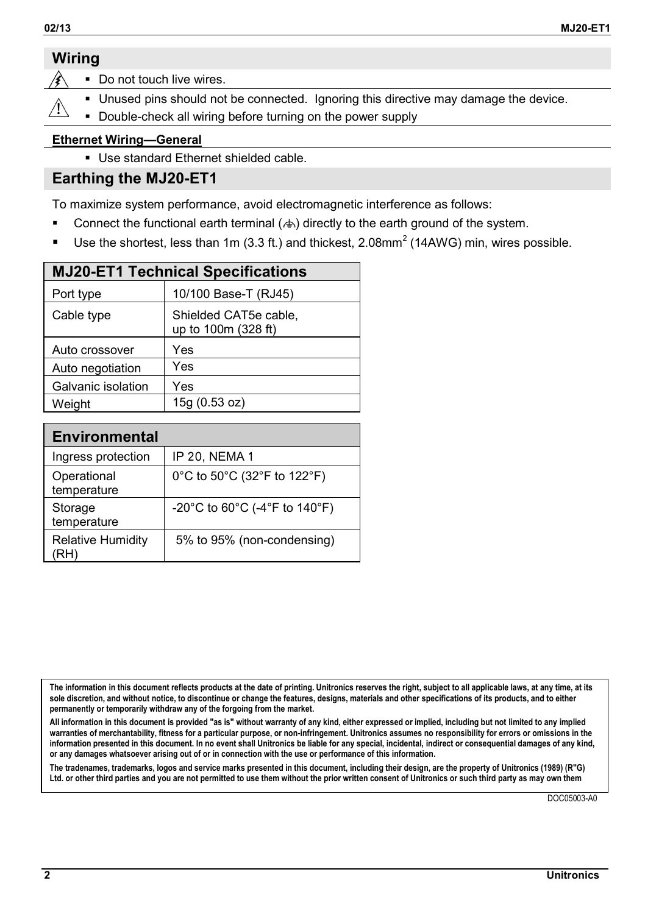## Wiring

- Do not touch live wires.

- Unused pins should not be connected. Ignoring this directive may damage the device.
- Double-check all wiring before turning on the power supply

**Ethernet Wiring—General**

- Use standard Ethernet shielded cable.

## Earthing the MJ20-ET1

To maximize system performance, avoid electromagnetic interference as follows:

- Connect the functional earth terminal (⏚) directly to the earth ground of the system.
- Use the shortest, less than 1m (3.3 ft.) and thickest, 2.08mm$^2$ (14AWG) min, wires possible.

| MJ20-ET1 Technical Specifications | |
|---|---|
| Port type | 10/100 Base-T (RJ45) |
| Cable type | Shielded CAT5e cable, up to 100m (328 ft) |
| Auto crossover | Yes |
| Auto negotiation | Yes |
| Galvanic isolation | Yes |
| Weight | 15g (0.53 oz) |

| Environmental | |
|---|---|
| Ingress protection | IP 20, NEMA 1 |
| Operational temperature | 0°C to 50°C (32°F to 122°F) |
| Storage temperature | -20°C to 60°C (-4°F to 140°F) |
| Relative Humidity (RH) | 5% to 95% (non-condensing) |

**The information in this document reflects products at the date of printing. Unitronics reserves the right, subject to all applicable laws, at any time, at its sole discretion, and without notice, to discontinue or change the features, designs, materials and other specifications of its products, and to either permanently or temporarily withdraw any of the forgoing from the market.**

**All information in this document is provided "as is" without warranty of any kind, either expressed or implied, including but not limited to any implied warranties of merchantability, fitness for a particular purpose, or non-infringement. Unitronics assumes no responsibility for errors or omissions in the information presented in this document. In no event shall Unitronics be liable for any special, incidental, indirect or consequential damages of any kind, or any damages whatsoever arising out of or in connection with the use or performance of this information.**

**The tradenames, trademarks, logos and service marks presented in this document, including their design, are the property of Unitronics (1989) (R"G) Ltd. or other third parties and you are not permitted to use them without the prior written consent of Unitronics or such third party as may own them**

DOC05003-A0